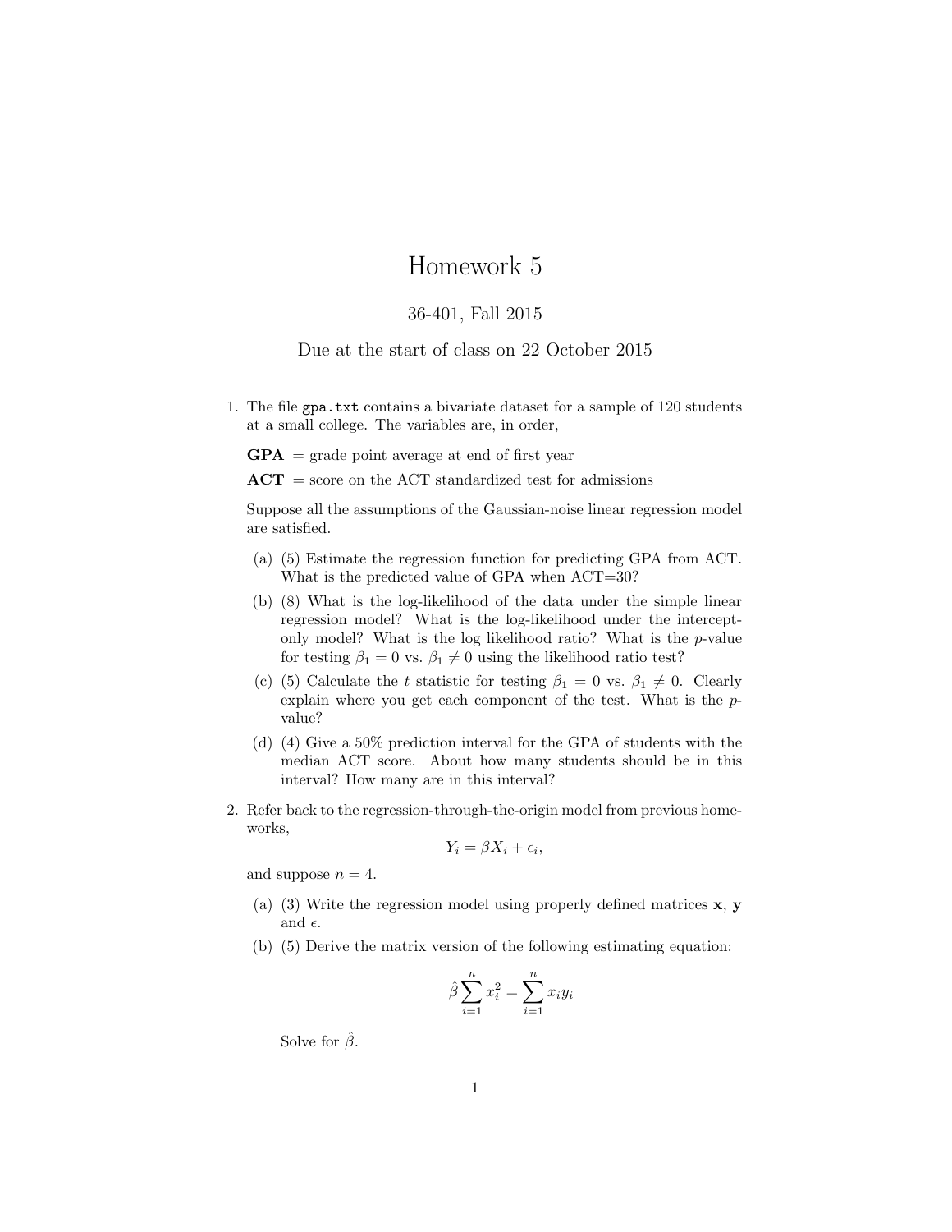# Homework 5

36-401, Fall 2015

Due at the start of class on 22 October 2015

1. The file `gpa.txt` contains a bivariate dataset for a sample of 120 students at a small college. The variables are, in order,

   **GPA** = grade point average at end of first year

   **ACT** = score on the ACT standardized test for admissions

   Suppose all the assumptions of the Gaussian-noise linear regression model are satisfied.

   (a) (5) Estimate the regression function for predicting GPA from ACT. What is the predicted value of GPA when ACT=30?

   (b) (8) What is the log-likelihood of the data under the simple linear regression model? What is the log-likelihood under the intercept-only model? What is the log likelihood ratio? What is the $p$-value for testing $\beta_1 = 0$ vs. $\beta_1 \neq 0$ using the likelihood ratio test?

   (c) (5) Calculate the $t$ statistic for testing $\beta_1 = 0$ vs. $\beta_1 \neq 0$. Clearly explain where you get each component of the test. What is the $p$-value?

   (d) (4) Give a 50% prediction interval for the GPA of students with the median ACT score. About how many students should be in this interval? How many are in this interval?

2. Refer back to the regression-through-the-origin model from previous homeworks,

   $$Y_i = \beta X_i + \epsilon_i,$$

   and suppose $n = 4$.

   (a) (3) Write the regression model using properly defined matrices $\mathbf{x}$, $\mathbf{y}$ and $\epsilon$.

   (b) (5) Derive the matrix version of the following estimating equation:

   $$\hat{\beta} \sum_{i=1}^{n} x_i^2 = \sum_{i=1}^{n} x_i y_i$$

   Solve for $\hat{\beta}$.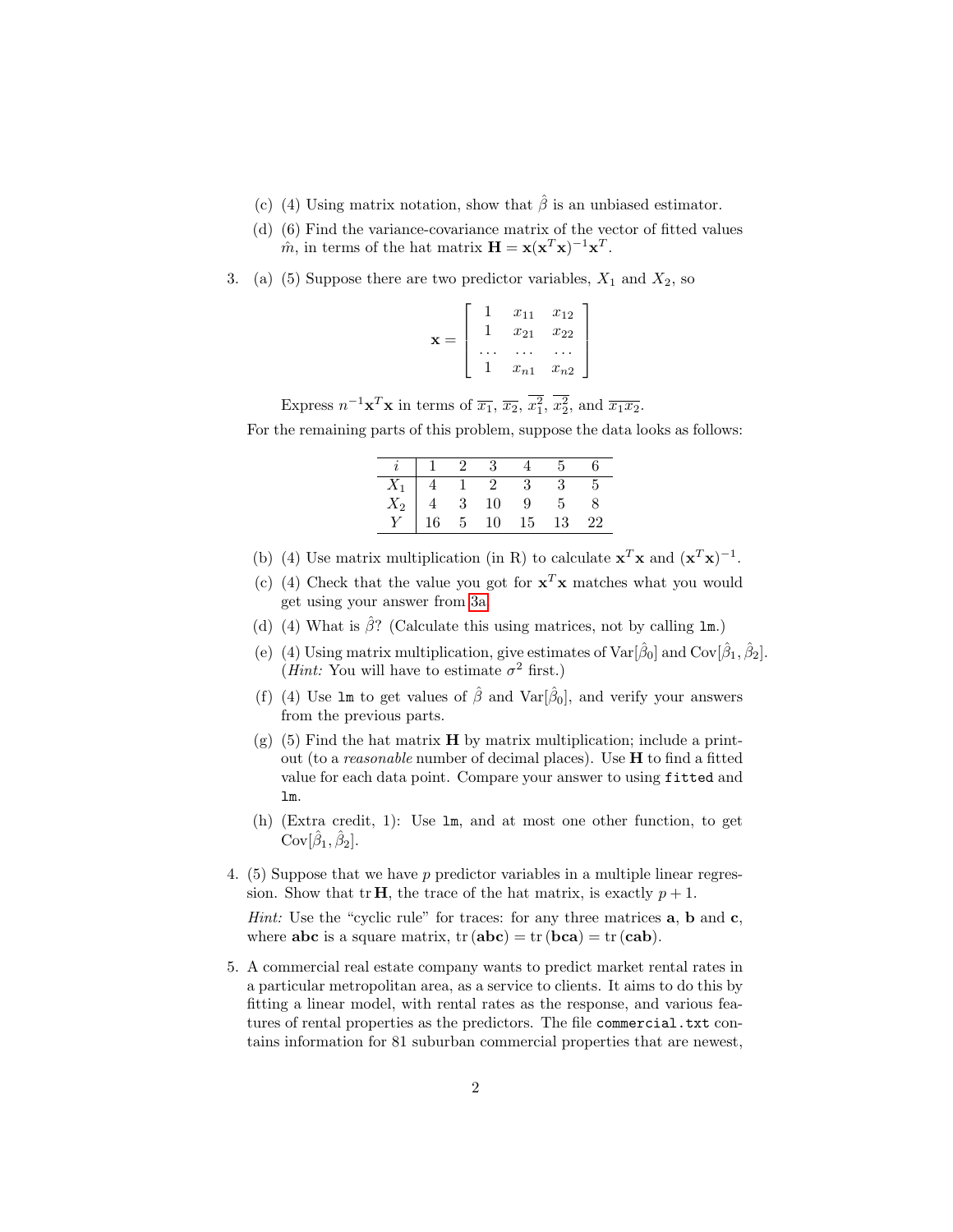(c) (4) Using matrix notation, show that $\hat{\beta}$ is an unbiased estimator.

(d) (6) Find the variance-covariance matrix of the vector of fitted values $\hat{m}$, in terms of the hat matrix $\mathbf{H} = \mathbf{x}(\mathbf{x}^T\mathbf{x})^{-1}\mathbf{x}^T$.

3. (a) (5) Suppose there are two predictor variables, $X_1$ and $X_2$, so

$$\mathbf{x} = \begin{bmatrix} 1 & x_{11} & x_{12} \\ 1 & x_{21} & x_{22} \\ \ldots & \ldots & \ldots \\ 1 & x_{n1} & x_{n2} \end{bmatrix}$$

Express $n^{-1}\mathbf{x}^T\mathbf{x}$ in terms of $\overline{x_1}$, $\overline{x_2}$, $\overline{x_1^2}$, $\overline{x_2^2}$, and $\overline{x_1 x_2}$.

For the remaining parts of this problem, suppose the data looks as follows:

| $i$ | 1 | 2 | 3 | 4 | 5 | 6 |
|---|---|---|---|---|---|---|
| $X_1$ | 4 | 1 | 2 | 3 | 3 | 5 |
| $X_2$ | 4 | 3 | 10 | 9 | 5 | 8 |
| $Y$ | 16 | 5 | 10 | 15 | 13 | 22 |

(b) (4) Use matrix multiplication (in R) to calculate $\mathbf{x}^T\mathbf{x}$ and $(\mathbf{x}^T\mathbf{x})^{-1}$.

(c) (4) Check that the value you got for $\mathbf{x}^T\mathbf{x}$ matches what you would get using your answer from 3a.

(d) (4) What is $\hat{\beta}$? (Calculate this using matrices, not by calling `lm`.)

(e) (4) Using matrix multiplication, give estimates of $\mathrm{Var}[\hat{\beta}_0]$ and $\mathrm{Cov}[\hat{\beta}_1, \hat{\beta}_2]$. (*Hint:* You will have to estimate $\sigma^2$ first.)

(f) (4) Use `lm` to get values of $\hat{\beta}$ and $\mathrm{Var}[\hat{\beta}_0]$, and verify your answers from the previous parts.

(g) (5) Find the hat matrix $\mathbf{H}$ by matrix multiplication; include a printout (to a *reasonable* number of decimal places). Use $\mathbf{H}$ to find a fitted value for each data point. Compare your answer to using `fitted` and `lm`.

(h) (Extra credit, 1): Use `lm`, and at most one other function, to get $\mathrm{Cov}[\hat{\beta}_1, \hat{\beta}_2]$.

4. (5) Suppose that we have $p$ predictor variables in a multiple linear regression. Show that $\mathrm{tr}\,\mathbf{H}$, the trace of the hat matrix, is exactly $p + 1$.

   *Hint:* Use the "cyclic rule" for traces: for any three matrices $\mathbf{a}$, $\mathbf{b}$ and $\mathbf{c}$, where $\mathbf{abc}$ is a square matrix, $\mathrm{tr}(\mathbf{abc}) = \mathrm{tr}(\mathbf{bca}) = \mathrm{tr}(\mathbf{cab})$.

5. A commercial real estate company wants to predict market rental rates in a particular metropolitan area, as a service to clients. It aims to do this by fitting a linear model, with rental rates as the response, and various features of rental properties as the predictors. The file `commercial.txt` contains information for 81 suburban commercial properties that are newest,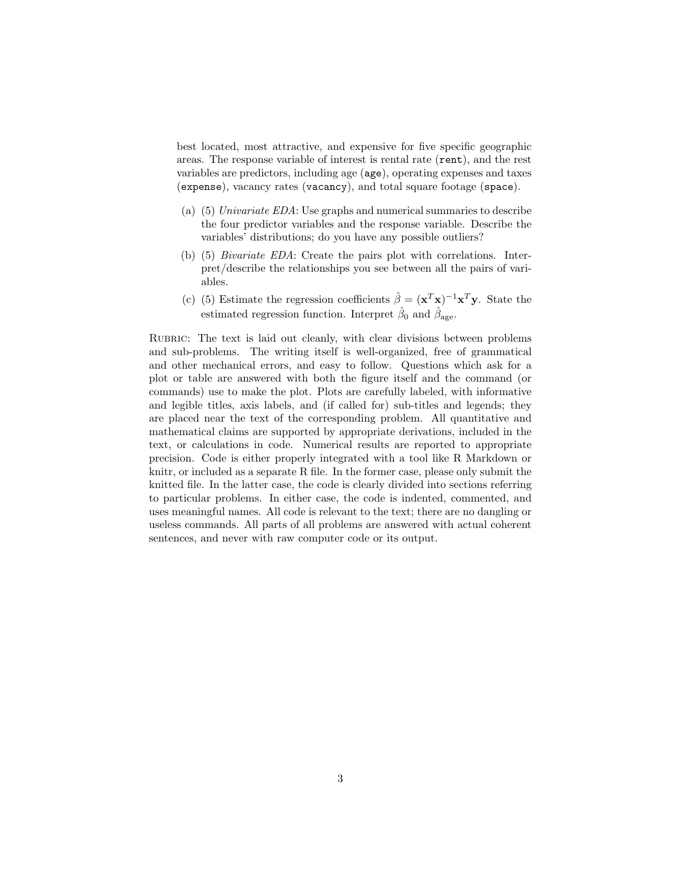best located, most attractive, and expensive for five specific geographic areas. The response variable of interest is rental rate (`rent`), and the rest variables are predictors, including age (`age`), operating expenses and taxes (`expense`), vacancy rates (`vacancy`), and total square footage (`space`).

(a) (5) *Univariate EDA*: Use graphs and numerical summaries to describe the four predictor variables and the response variable. Describe the variables' distributions; do you have any possible outliers?

(b) (5) *Bivariate EDA*: Create the pairs plot with correlations. Interpret/describe the relationships you see between all the pairs of variables.

(c) (5) Estimate the regression coefficients $\hat{\beta} = (\mathbf{x}^T\mathbf{x})^{-1}\mathbf{x}^T\mathbf{y}$. State the estimated regression function. Interpret $\hat{\beta}_0$ and $\hat{\beta}_{\text{age}}$.

RUBRIC: The text is laid out cleanly, with clear divisions between problems and sub-problems. The writing itself is well-organized, free of grammatical and other mechanical errors, and easy to follow. Questions which ask for a plot or table are answered with both the figure itself and the command (or commands) use to make the plot. Plots are carefully labeled, with informative and legible titles, axis labels, and (if called for) sub-titles and legends; they are placed near the text of the corresponding problem. All quantitative and mathematical claims are supported by appropriate derivations, included in the text, or calculations in code. Numerical results are reported to appropriate precision. Code is either properly integrated with a tool like R Markdown or knitr, or included as a separate R file. In the former case, please only submit the knitted file. In the latter case, the code is clearly divided into sections referring to particular problems. In either case, the code is indented, commented, and uses meaningful names. All code is relevant to the text; there are no dangling or useless commands. All parts of all problems are answered with actual coherent sentences, and never with raw computer code or its output.